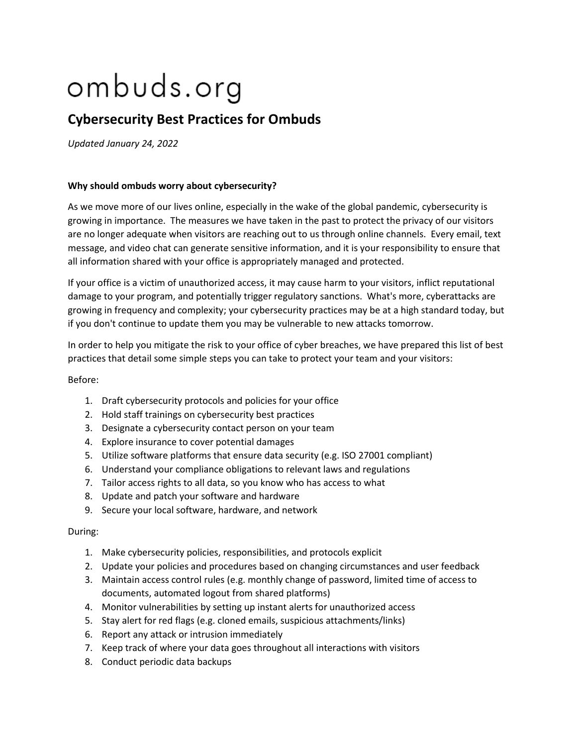ombuds.org

# Cybersecurity Best Practices for Ombuds

*Updated January 24, 2022*

**Why should ombuds worry about cybersecurity?**

As we move more of our lives online, especially in the wake of the global pandemic, cybersecurity is growing in importance. The measures we have taken in the past to protect the privacy of our visitors are no longer adequate when visitors are reaching out to us through online channels. Every email, text message, and video chat can generate sensitive information, and it is your responsibility to ensure that all information shared with your office is appropriately managed and protected.

If your office is a victim of unauthorized access, it may cause harm to your visitors, inflict reputational damage to your program, and potentially trigger regulatory sanctions. What's more, cyberattacks are growing in frequency and complexity; your cybersecurity practices may be at a high standard today, but if you don't continue to update them you may be vulnerable to new attacks tomorrow.

In order to help you mitigate the risk to your office of cyber breaches, we have prepared this list of best practices that detail some simple steps you can take to protect your team and your visitors:

Before:

1. Draft cybersecurity protocols and policies for your office
2. Hold staff trainings on cybersecurity best practices
3. Designate a cybersecurity contact person on your team
4. Explore insurance to cover potential damages
5. Utilize software platforms that ensure data security (e.g. ISO 27001 compliant)
6. Understand your compliance obligations to relevant laws and regulations
7. Tailor access rights to all data, so you know who has access to what
8. Update and patch your software and hardware
9. Secure your local software, hardware, and network

During:

1. Make cybersecurity policies, responsibilities, and protocols explicit
2. Update your policies and procedures based on changing circumstances and user feedback
3. Maintain access control rules (e.g. monthly change of password, limited time of access to documents, automated logout from shared platforms)
4. Monitor vulnerabilities by setting up instant alerts for unauthorized access
5. Stay alert for red flags (e.g. cloned emails, suspicious attachments/links)
6. Report any attack or intrusion immediately
7. Keep track of where your data goes throughout all interactions with visitors
8. Conduct periodic data backups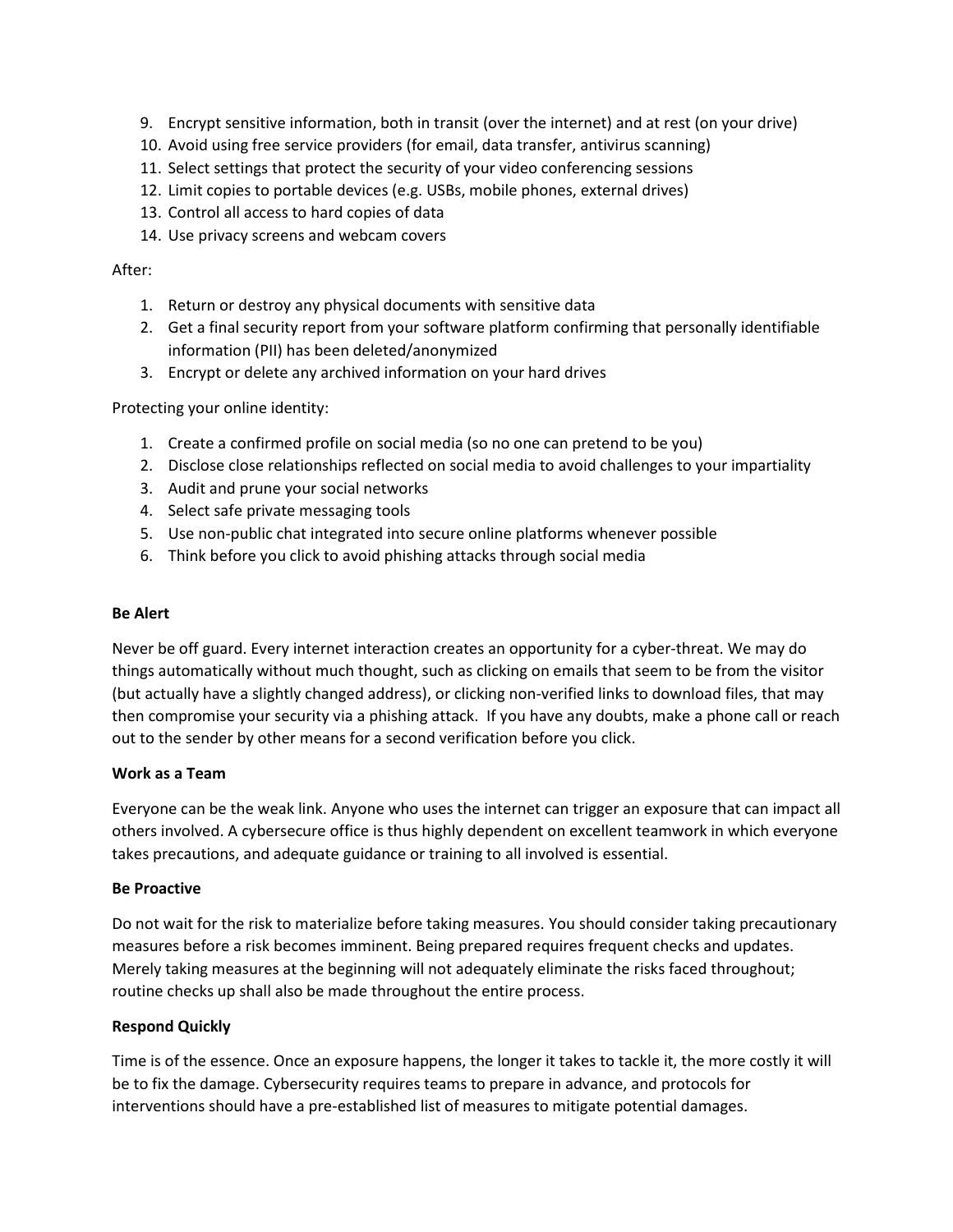9. Encrypt sensitive information, both in transit (over the internet) and at rest (on your drive)
10. Avoid using free service providers (for email, data transfer, antivirus scanning)
11. Select settings that protect the security of your video conferencing sessions
12. Limit copies to portable devices (e.g. USBs, mobile phones, external drives)
13. Control all access to hard copies of data
14. Use privacy screens and webcam covers

After:

1. Return or destroy any physical documents with sensitive data
2. Get a final security report from your software platform confirming that personally identifiable information (PII) has been deleted/anonymized
3. Encrypt or delete any archived information on your hard drives

Protecting your online identity:

1. Create a confirmed profile on social media (so no one can pretend to be you)
2. Disclose close relationships reflected on social media to avoid challenges to your impartiality
3. Audit and prune your social networks
4. Select safe private messaging tools
5. Use non-public chat integrated into secure online platforms whenever possible
6. Think before you click to avoid phishing attacks through social media

**Be Alert**

Never be off guard. Every internet interaction creates an opportunity for a cyber-threat. We may do things automatically without much thought, such as clicking on emails that seem to be from the visitor (but actually have a slightly changed address), or clicking non-verified links to download files, that may then compromise your security via a phishing attack. If you have any doubts, make a phone call or reach out to the sender by other means for a second verification before you click.

**Work as a Team**

Everyone can be the weak link. Anyone who uses the internet can trigger an exposure that can impact all others involved. A cybersecure office is thus highly dependent on excellent teamwork in which everyone takes precautions, and adequate guidance or training to all involved is essential.

**Be Proactive**

Do not wait for the risk to materialize before taking measures. You should consider taking precautionary measures before a risk becomes imminent. Being prepared requires frequent checks and updates. Merely taking measures at the beginning will not adequately eliminate the risks faced throughout; routine checks up shall also be made throughout the entire process.

**Respond Quickly**

Time is of the essence. Once an exposure happens, the longer it takes to tackle it, the more costly it will be to fix the damage. Cybersecurity requires teams to prepare in advance, and protocols for interventions should have a pre-established list of measures to mitigate potential damages.